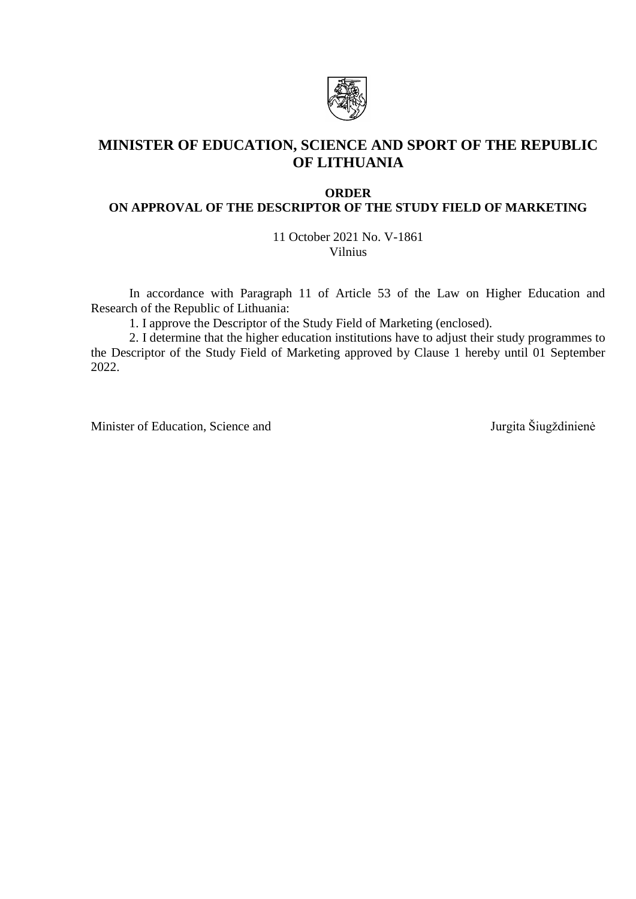# MINISTER OF EDUCATION, SCIENCE AND SPORT OF THE REPUBLIC OF LITHUANIA

## ORDER
## ON APPROVAL OF THE DESCRIPTOR OF THE STUDY FIELD OF MARKETING

11 October 2021 No. V-1861
Vilnius

In accordance with Paragraph 11 of Article 53 of the Law on Higher Education and Research of the Republic of Lithuania:

1. I approve the Descriptor of the Study Field of Marketing (enclosed).

2. I determine that the higher education institutions have to adjust their study programmes to the Descriptor of the Study Field of Marketing approved by Clause 1 hereby until 01 September 2022.

Minister of Education, Science and Jurgita Šiugždinienė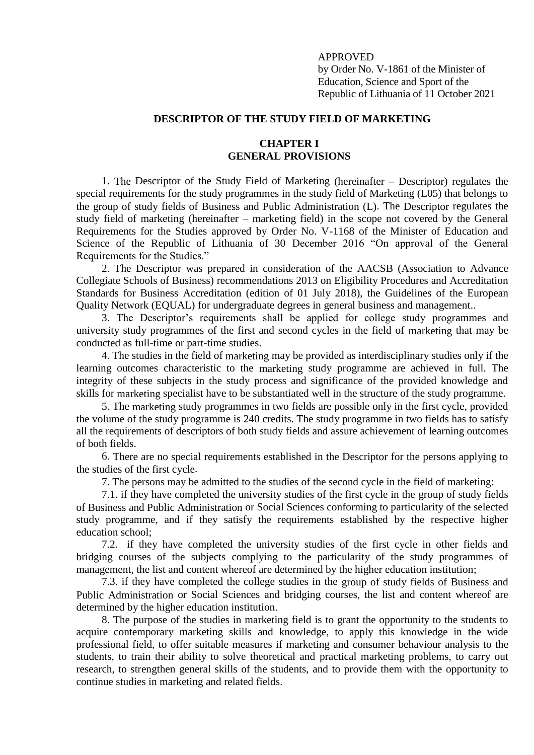APPROVED
by Order No. V-1861 of the Minister of Education, Science and Sport of the Republic of Lithuania of 11 October 2021

# DESCRIPTOR OF THE STUDY FIELD OF MARKETING

## CHAPTER I
## GENERAL PROVISIONS

1. The Descriptor of the Study Field of Marketing (hereinafter – Descriptor) regulates the special requirements for the study programmes in the study field of Marketing (L05) that belongs to the group of study fields of Business and Public Administration (L). The Descriptor regulates the study field of marketing (hereinafter – marketing field) in the scope not covered by the General Requirements for the Studies approved by Order No. V-1168 of the Minister of Education and Science of the Republic of Lithuania of 30 December 2016 "On approval of the General Requirements for the Studies."

2. The Descriptor was prepared in consideration of the AACSB (Association to Advance Collegiate Schools of Business) recommendations 2013 on Eligibility Procedures and Accreditation Standards for Business Accreditation (edition of 01 July 2018), the Guidelines of the European Quality Network (EQUAL) for undergraduate degrees in general business and management..

3. The Descriptor's requirements shall be applied for college study programmes and university study programmes of the first and second cycles in the field of marketing that may be conducted as full-time or part-time studies.

4. The studies in the field of marketing may be provided as interdisciplinary studies only if the learning outcomes characteristic to the marketing study programme are achieved in full. The integrity of these subjects in the study process and significance of the provided knowledge and skills for marketing specialist have to be substantiated well in the structure of the study programme.

5. The marketing study programmes in two fields are possible only in the first cycle, provided the volume of the study programme is 240 credits. The study programme in two fields has to satisfy all the requirements of descriptors of both study fields and assure achievement of learning outcomes of both fields.

6. There are no special requirements established in the Descriptor for the persons applying to the studies of the first cycle.

7. The persons may be admitted to the studies of the second cycle in the field of marketing:

7.1. if they have completed the university studies of the first cycle in the group of study fields of Business and Public Administration or Social Sciences conforming to particularity of the selected study programme, and if they satisfy the requirements established by the respective higher education school;

7.2. if they have completed the university studies of the first cycle in other fields and bridging courses of the subjects complying to the particularity of the study programmes of management, the list and content whereof are determined by the higher education institution;

7.3. if they have completed the college studies in the group of study fields of Business and Public Administration or Social Sciences and bridging courses, the list and content whereof are determined by the higher education institution.

8. The purpose of the studies in marketing field is to grant the opportunity to the students to acquire contemporary marketing skills and knowledge, to apply this knowledge in the wide professional field, to offer suitable measures if marketing and consumer behaviour analysis to the students, to train their ability to solve theoretical and practical marketing problems, to carry out research, to strengthen general skills of the students, and to provide them with the opportunity to continue studies in marketing and related fields.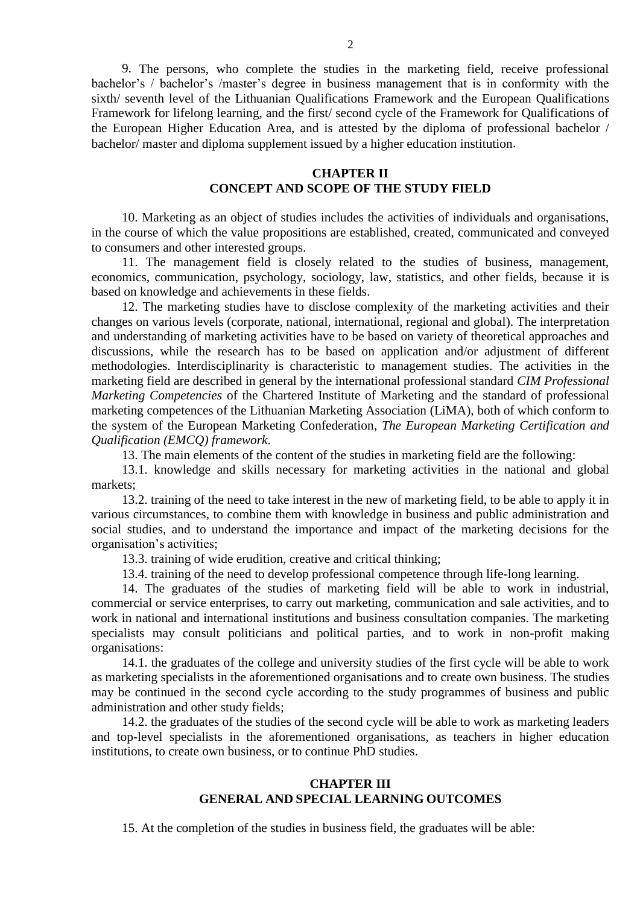9. The persons, who complete the studies in the marketing field, receive professional bachelor's / bachelor's /master's degree in business management that is in conformity with the sixth/ seventh level of the Lithuanian Qualifications Framework and the European Qualifications Framework for lifelong learning, and the first/ second cycle of the Framework for Qualifications of the European Higher Education Area, and is attested by the diploma of professional bachelor / bachelor/ master and diploma supplement issued by a higher education institution.

## CHAPTER II
## CONCEPT AND SCOPE OF THE STUDY FIELD

10. Marketing as an object of studies includes the activities of individuals and organisations, in the course of which the value propositions are established, created, communicated and conveyed to consumers and other interested groups.

11. The management field is closely related to the studies of business, management, economics, communication, psychology, sociology, law, statistics, and other fields, because it is based on knowledge and achievements in these fields.

12. The marketing studies have to disclose complexity of the marketing activities and their changes on various levels (corporate, national, international, regional and global). The interpretation and understanding of marketing activities have to be based on variety of theoretical approaches and discussions, while the research has to be based on application and/or adjustment of different methodologies. Interdisciplinarity is characteristic to management studies. The activities in the marketing field are described in general by the international professional standard *CIM Professional Marketing Competencies* of the Chartered Institute of Marketing and the standard of professional marketing competences of the Lithuanian Marketing Association (LiMA), both of which conform to the system of the European Marketing Confederation, *The European Marketing Certification and Qualification (EMCQ) framework*.

13. The main elements of the content of the studies in marketing field are the following:

13.1. knowledge and skills necessary for marketing activities in the national and global markets;

13.2. training of the need to take interest in the new of marketing field, to be able to apply it in various circumstances, to combine them with knowledge in business and public administration and social studies, and to understand the importance and impact of the marketing decisions for the organisation's activities;

13.3. training of wide erudition, creative and critical thinking;

13.4. training of the need to develop professional competence through life-long learning.

14. The graduates of the studies of marketing field will be able to work in industrial, commercial or service enterprises, to carry out marketing, communication and sale activities, and to work in national and international institutions and business consultation companies. The marketing specialists may consult politicians and political parties, and to work in non-profit making organisations:

14.1. the graduates of the college and university studies of the first cycle will be able to work as marketing specialists in the aforementioned organisations and to create own business. The studies may be continued in the second cycle according to the study programmes of business and public administration and other study fields;

14.2. the graduates of the studies of the second cycle will be able to work as marketing leaders and top-level specialists in the aforementioned organisations, as teachers in higher education institutions, to create own business, or to continue PhD studies.

## CHAPTER III
## GENERAL AND SPECIAL LEARNING OUTCOMES

15. At the completion of the studies in business field, the graduates will be able: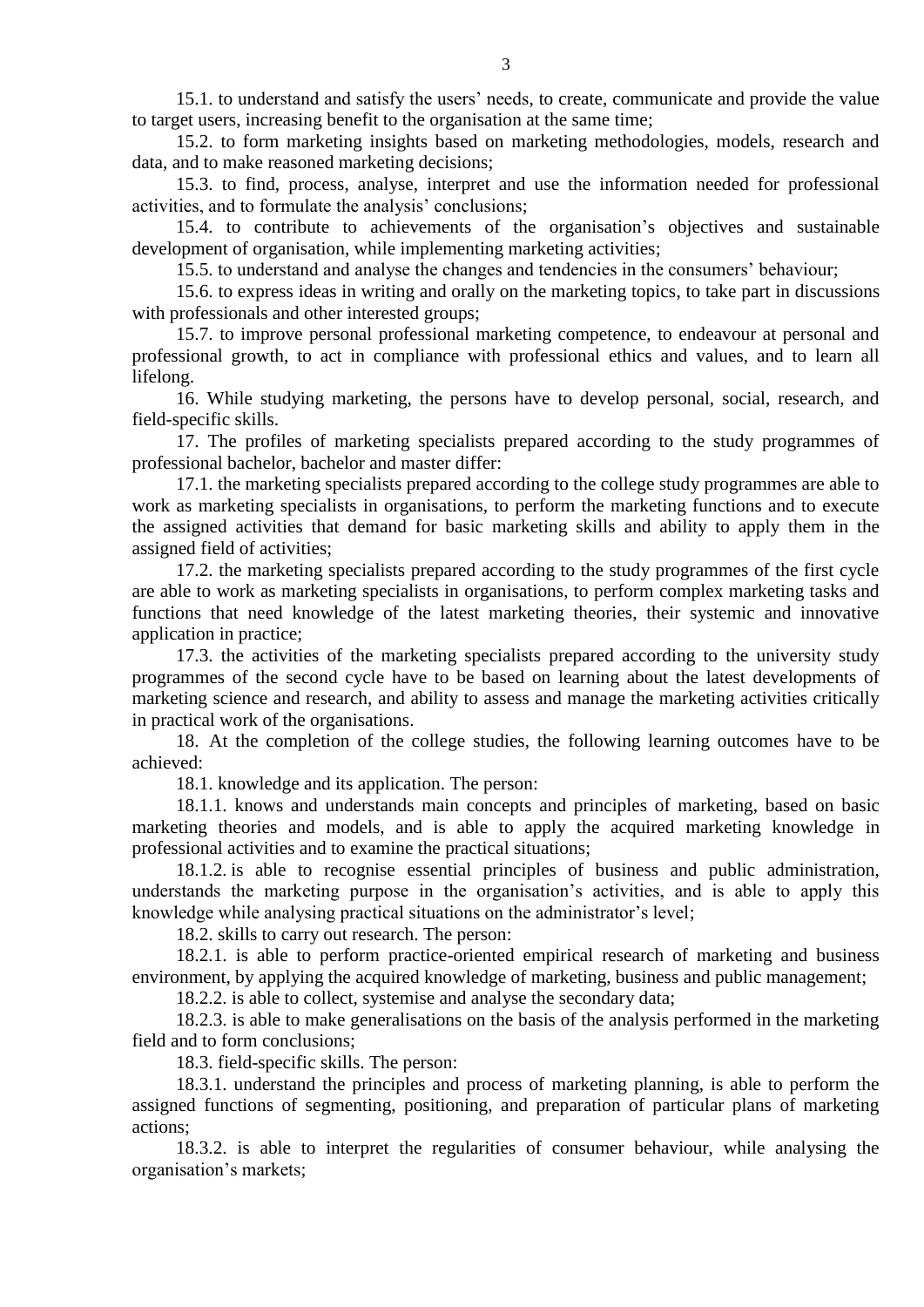15.1. to understand and satisfy the users' needs, to create, communicate and provide the value to target users, increasing benefit to the organisation at the same time;

15.2. to form marketing insights based on marketing methodologies, models, research and data, and to make reasoned marketing decisions;

15.3. to find, process, analyse, interpret and use the information needed for professional activities, and to formulate the analysis' conclusions;

15.4. to contribute to achievements of the organisation's objectives and sustainable development of organisation, while implementing marketing activities;

15.5. to understand and analyse the changes and tendencies in the consumers' behaviour;

15.6. to express ideas in writing and orally on the marketing topics, to take part in discussions with professionals and other interested groups;

15.7. to improve personal professional marketing competence, to endeavour at personal and professional growth, to act in compliance with professional ethics and values, and to learn all lifelong.

16. While studying marketing, the persons have to develop personal, social, research, and field-specific skills.

17. The profiles of marketing specialists prepared according to the study programmes of professional bachelor, bachelor and master differ:

17.1. the marketing specialists prepared according to the college study programmes are able to work as marketing specialists in organisations, to perform the marketing functions and to execute the assigned activities that demand for basic marketing skills and ability to apply them in the assigned field of activities;

17.2. the marketing specialists prepared according to the study programmes of the first cycle are able to work as marketing specialists in organisations, to perform complex marketing tasks and functions that need knowledge of the latest marketing theories, their systemic and innovative application in practice;

17.3. the activities of the marketing specialists prepared according to the university study programmes of the second cycle have to be based on learning about the latest developments of marketing science and research, and ability to assess and manage the marketing activities critically in practical work of the organisations.

18. At the completion of the college studies, the following learning outcomes have to be achieved:

18.1. knowledge and its application. The person:

18.1.1. knows and understands main concepts and principles of marketing, based on basic marketing theories and models, and is able to apply the acquired marketing knowledge in professional activities and to examine the practical situations;

18.1.2. is able to recognise essential principles of business and public administration, understands the marketing purpose in the organisation's activities, and is able to apply this knowledge while analysing practical situations on the administrator's level;

18.2. skills to carry out research. The person:

18.2.1. is able to perform practice-oriented empirical research of marketing and business environment, by applying the acquired knowledge of marketing, business and public management;

18.2.2. is able to collect, systemise and analyse the secondary data;

18.2.3. is able to make generalisations on the basis of the analysis performed in the marketing field and to form conclusions;

18.3. field-specific skills. The person:

18.3.1. understand the principles and process of marketing planning, is able to perform the assigned functions of segmenting, positioning, and preparation of particular plans of marketing actions;

18.3.2. is able to interpret the regularities of consumer behaviour, while analysing the organisation's markets;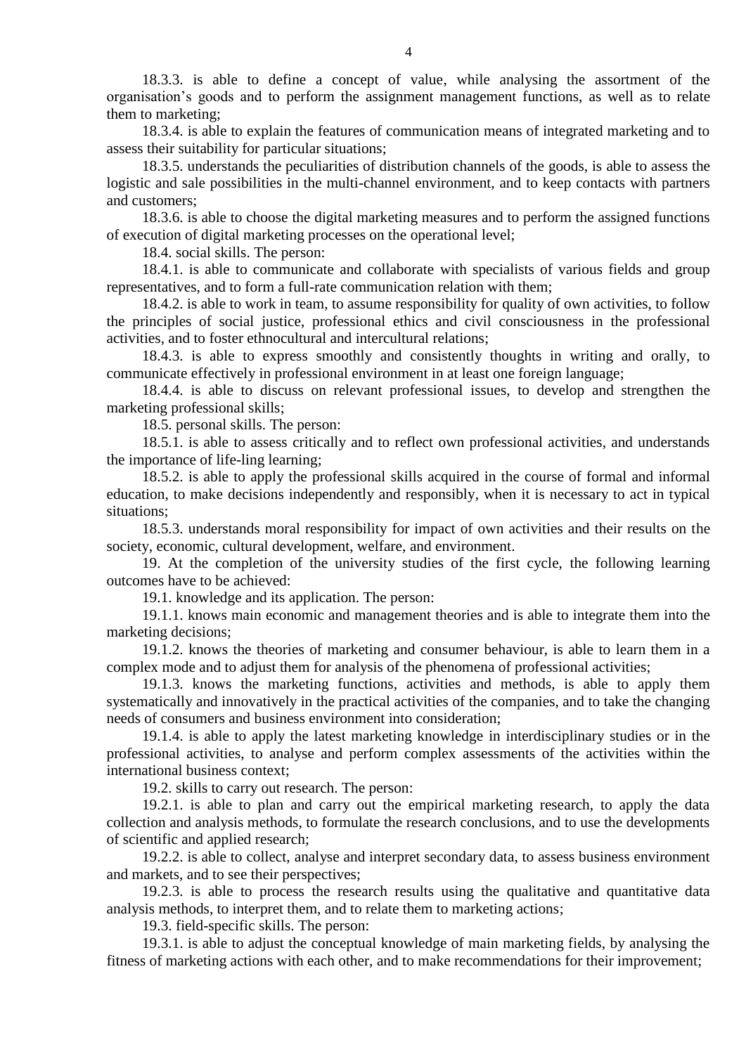18.3.3. is able to define a concept of value, while analysing the assortment of the organisation's goods and to perform the assignment management functions, as well as to relate them to marketing;

18.3.4. is able to explain the features of communication means of integrated marketing and to assess their suitability for particular situations;

18.3.5. understands the peculiarities of distribution channels of the goods, is able to assess the logistic and sale possibilities in the multi-channel environment, and to keep contacts with partners and customers;

18.3.6. is able to choose the digital marketing measures and to perform the assigned functions of execution of digital marketing processes on the operational level;

18.4. social skills. The person:

18.4.1. is able to communicate and collaborate with specialists of various fields and group representatives, and to form a full-rate communication relation with them;

18.4.2. is able to work in team, to assume responsibility for quality of own activities, to follow the principles of social justice, professional ethics and civil consciousness in the professional activities, and to foster ethnocultural and intercultural relations;

18.4.3. is able to express smoothly and consistently thoughts in writing and orally, to communicate effectively in professional environment in at least one foreign language;

18.4.4. is able to discuss on relevant professional issues, to develop and strengthen the marketing professional skills;

18.5. personal skills. The person:

18.5.1. is able to assess critically and to reflect own professional activities, and understands the importance of life-ling learning;

18.5.2. is able to apply the professional skills acquired in the course of formal and informal education, to make decisions independently and responsibly, when it is necessary to act in typical situations;

18.5.3. understands moral responsibility for impact of own activities and their results on the society, economic, cultural development, welfare, and environment.

19. At the completion of the university studies of the first cycle, the following learning outcomes have to be achieved:

19.1. knowledge and its application. The person:

19.1.1. knows main economic and management theories and is able to integrate them into the marketing decisions;

19.1.2. knows the theories of marketing and consumer behaviour, is able to learn them in a complex mode and to adjust them for analysis of the phenomena of professional activities;

19.1.3. knows the marketing functions, activities and methods, is able to apply them systematically and innovatively in the practical activities of the companies, and to take the changing needs of consumers and business environment into consideration;

19.1.4. is able to apply the latest marketing knowledge in interdisciplinary studies or in the professional activities, to analyse and perform complex assessments of the activities within the international business context;

19.2. skills to carry out research. The person:

19.2.1. is able to plan and carry out the empirical marketing research, to apply the data collection and analysis methods, to formulate the research conclusions, and to use the developments of scientific and applied research;

19.2.2. is able to collect, analyse and interpret secondary data, to assess business environment and markets, and to see their perspectives;

19.2.3. is able to process the research results using the qualitative and quantitative data analysis methods, to interpret them, and to relate them to marketing actions;

19.3. field-specific skills. The person:

19.3.1. is able to adjust the conceptual knowledge of main marketing fields, by analysing the fitness of marketing actions with each other, and to make recommendations for their improvement;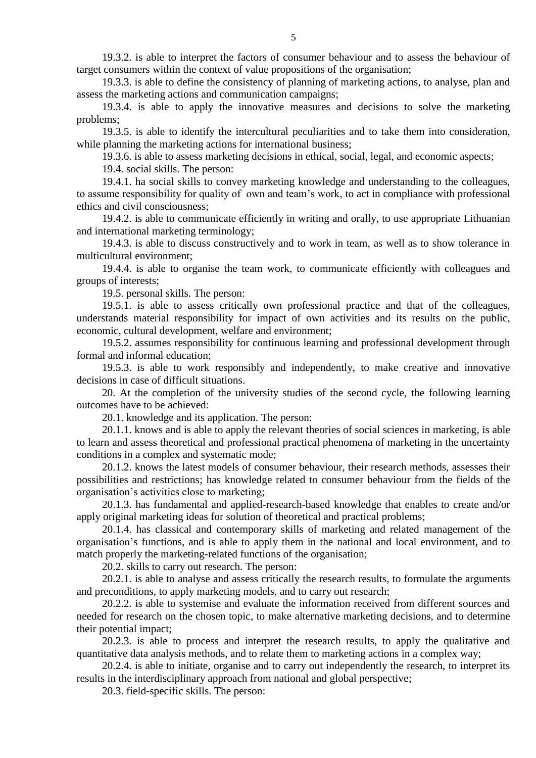19.3.2. is able to interpret the factors of consumer behaviour and to assess the behaviour of target consumers within the context of value propositions of the organisation;

19.3.3. is able to define the consistency of planning of marketing actions, to analyse, plan and assess the marketing actions and communication campaigns;

19.3.4. is able to apply the innovative measures and decisions to solve the marketing problems;

19.3.5. is able to identify the intercultural peculiarities and to take them into consideration, while planning the marketing actions for international business;

19.3.6. is able to assess marketing decisions in ethical, social, legal, and economic aspects;

19.4. social skills. The person:

19.4.1. ha social skills to convey marketing knowledge and understanding to the colleagues, to assume responsibility for quality of own and team's work, to act in compliance with professional ethics and civil consciousness;

19.4.2. is able to communicate efficiently in writing and orally, to use appropriate Lithuanian and international marketing terminology;

19.4.3. is able to discuss constructively and to work in team, as well as to show tolerance in multicultural environment;

19.4.4. is able to organise the team work, to communicate efficiently with colleagues and groups of interests;

19.5. personal skills. The person:

19.5.1. is able to assess critically own professional practice and that of the colleagues, understands material responsibility for impact of own activities and its results on the public, economic, cultural development, welfare and environment;

19.5.2. assumes responsibility for continuous learning and professional development through formal and informal education;

19.5.3. is able to work responsibly and independently, to make creative and innovative decisions in case of difficult situations.

20. At the completion of the university studies of the second cycle, the following learning outcomes have to be achieved:

20.1. knowledge and its application. The person:

20.1.1. knows and is able to apply the relevant theories of social sciences in marketing, is able to learn and assess theoretical and professional practical phenomena of marketing in the uncertainty conditions in a complex and systematic mode;

20.1.2. knows the latest models of consumer behaviour, their research methods, assesses their possibilities and restrictions; has knowledge related to consumer behaviour from the fields of the organisation's activities close to marketing;

20.1.3. has fundamental and applied-research-based knowledge that enables to create and/or apply original marketing ideas for solution of theoretical and practical problems;

20.1.4. has classical and contemporary skills of marketing and related management of the organisation's functions, and is able to apply them in the national and local environment, and to match properly the marketing-related functions of the organisation;

20.2. skills to carry out research. The person:

20.2.1. is able to analyse and assess critically the research results, to formulate the arguments and preconditions, to apply marketing models, and to carry out research;

20.2.2. is able to systemise and evaluate the information received from different sources and needed for research on the chosen topic, to make alternative marketing decisions, and to determine their potential impact;

20.2.3. is able to process and interpret the research results, to apply the qualitative and quantitative data analysis methods, and to relate them to marketing actions in a complex way;

20.2.4. is able to initiate, organise and to carry out independently the research, to interpret its results in the interdisciplinary approach from national and global perspective;

20.3. field-specific skills. The person: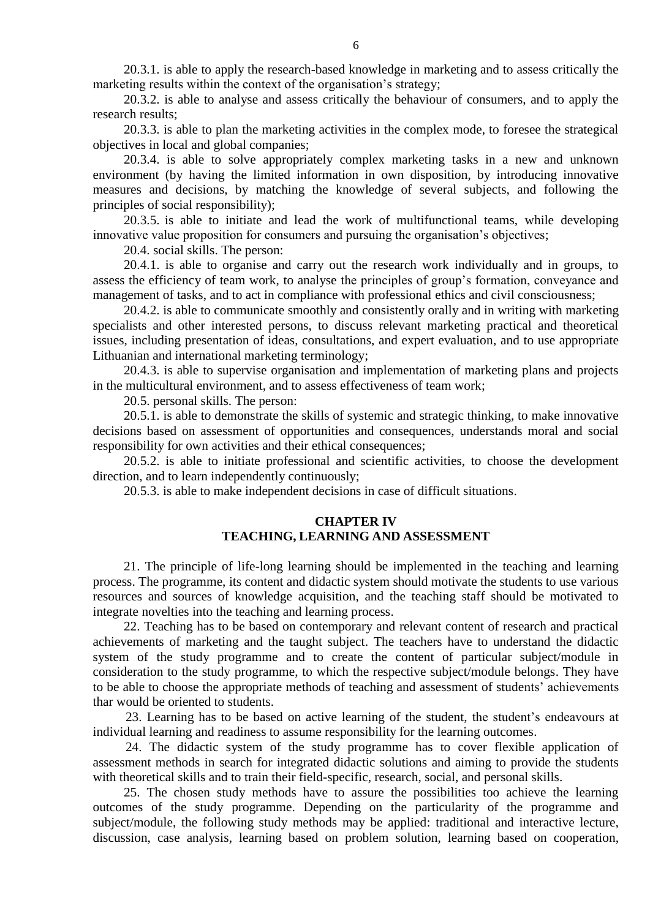20.3.1. is able to apply the research-based knowledge in marketing and to assess critically the marketing results within the context of the organisation's strategy;

20.3.2. is able to analyse and assess critically the behaviour of consumers, and to apply the research results;

20.3.3. is able to plan the marketing activities in the complex mode, to foresee the strategical objectives in local and global companies;

20.3.4. is able to solve appropriately complex marketing tasks in a new and unknown environment (by having the limited information in own disposition, by introducing innovative measures and decisions, by matching the knowledge of several subjects, and following the principles of social responsibility);

20.3.5. is able to initiate and lead the work of multifunctional teams, while developing innovative value proposition for consumers and pursuing the organisation's objectives;

20.4. social skills. The person:

20.4.1. is able to organise and carry out the research work individually and in groups, to assess the efficiency of team work, to analyse the principles of group's formation, conveyance and management of tasks, and to act in compliance with professional ethics and civil consciousness;

20.4.2. is able to communicate smoothly and consistently orally and in writing with marketing specialists and other interested persons, to discuss relevant marketing practical and theoretical issues, including presentation of ideas, consultations, and expert evaluation, and to use appropriate Lithuanian and international marketing terminology;

20.4.3. is able to supervise organisation and implementation of marketing plans and projects in the multicultural environment, and to assess effectiveness of team work;

20.5. personal skills. The person:

20.5.1. is able to demonstrate the skills of systemic and strategic thinking, to make innovative decisions based on assessment of opportunities and consequences, understands moral and social responsibility for own activities and their ethical consequences;

20.5.2. is able to initiate professional and scientific activities, to choose the development direction, and to learn independently continuously;

20.5.3. is able to make independent decisions in case of difficult situations.

## CHAPTER IV
## TEACHING, LEARNING AND ASSESSMENT

21. The principle of life-long learning should be implemented in the teaching and learning process. The programme, its content and didactic system should motivate the students to use various resources and sources of knowledge acquisition, and the teaching staff should be motivated to integrate novelties into the teaching and learning process.

22. Teaching has to be based on contemporary and relevant content of research and practical achievements of marketing and the taught subject. The teachers have to understand the didactic system of the study programme and to create the content of particular subject/module in consideration to the study programme, to which the respective subject/module belongs. They have to be able to choose the appropriate methods of teaching and assessment of students' achievements thar would be oriented to students.

23. Learning has to be based on active learning of the student, the student's endeavours at individual learning and readiness to assume responsibility for the learning outcomes.

24. The didactic system of the study programme has to cover flexible application of assessment methods in search for integrated didactic solutions and aiming to provide the students with theoretical skills and to train their field-specific, research, social, and personal skills.

25. The chosen study methods have to assure the possibilities too achieve the learning outcomes of the study programme. Depending on the particularity of the programme and subject/module, the following study methods may be applied: traditional and interactive lecture, discussion, case analysis, learning based on problem solution, learning based on cooperation,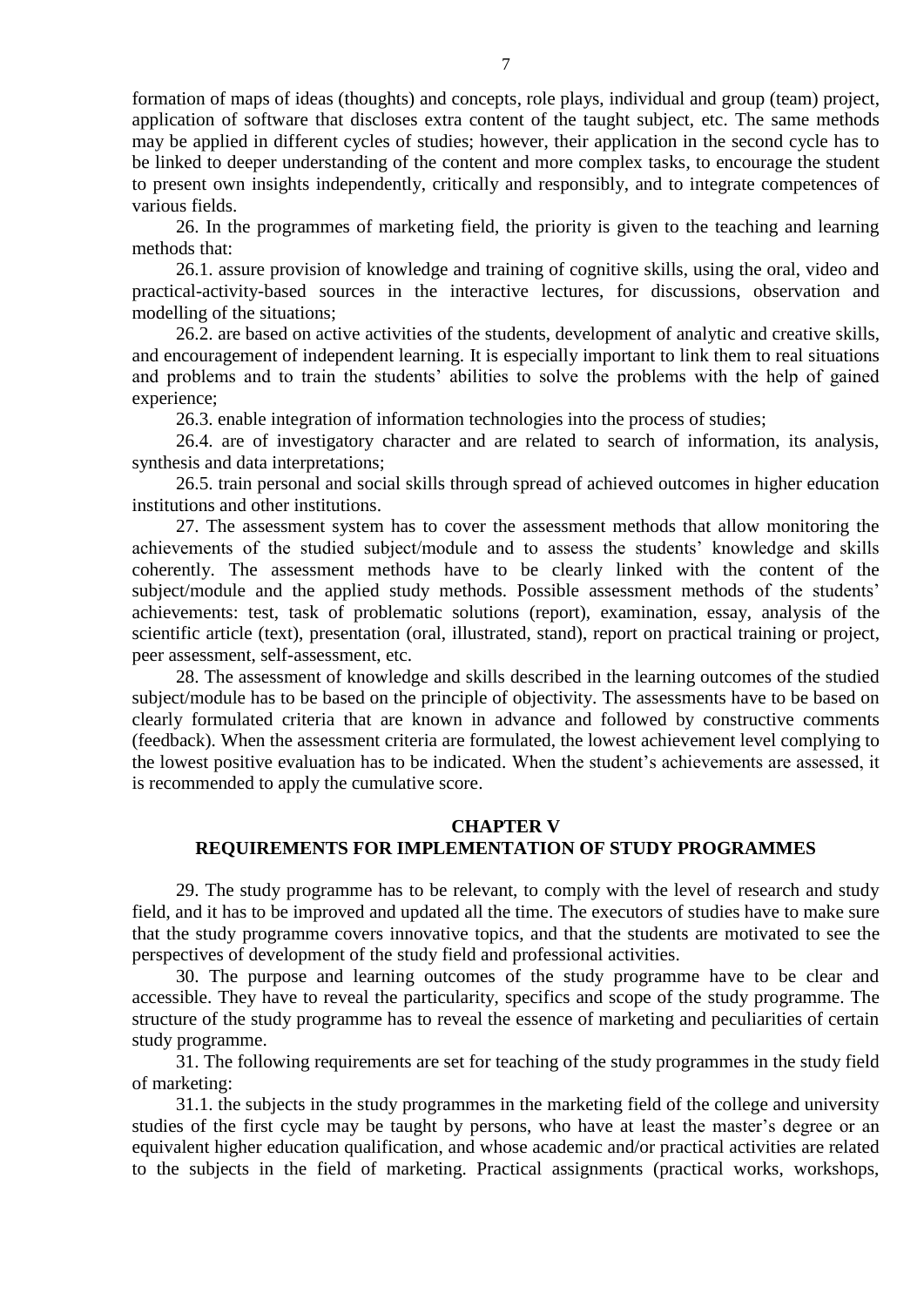formation of maps of ideas (thoughts) and concepts, role plays, individual and group (team) project, application of software that discloses extra content of the taught subject, etc. The same methods may be applied in different cycles of studies; however, their application in the second cycle has to be linked to deeper understanding of the content and more complex tasks, to encourage the student to present own insights independently, critically and responsibly, and to integrate competences of various fields.

26. In the programmes of marketing field, the priority is given to the teaching and learning methods that:

26.1. assure provision of knowledge and training of cognitive skills, using the oral, video and practical-activity-based sources in the interactive lectures, for discussions, observation and modelling of the situations;

26.2. are based on active activities of the students, development of analytic and creative skills, and encouragement of independent learning. It is especially important to link them to real situations and problems and to train the students' abilities to solve the problems with the help of gained experience;

26.3. enable integration of information technologies into the process of studies;

26.4. are of investigatory character and are related to search of information, its analysis, synthesis and data interpretations;

26.5. train personal and social skills through spread of achieved outcomes in higher education institutions and other institutions.

27. The assessment system has to cover the assessment methods that allow monitoring the achievements of the studied subject/module and to assess the students' knowledge and skills coherently. The assessment methods have to be clearly linked with the content of the subject/module and the applied study methods. Possible assessment methods of the students' achievements: test, task of problematic solutions (report), examination, essay, analysis of the scientific article (text), presentation (oral, illustrated, stand), report on practical training or project, peer assessment, self-assessment, etc.

28. The assessment of knowledge and skills described in the learning outcomes of the studied subject/module has to be based on the principle of objectivity. The assessments have to be based on clearly formulated criteria that are known in advance and followed by constructive comments (feedback). When the assessment criteria are formulated, the lowest achievement level complying to the lowest positive evaluation has to be indicated. When the student's achievements are assessed, it is recommended to apply the cumulative score.

## CHAPTER V
## REQUIREMENTS FOR IMPLEMENTATION OF STUDY PROGRAMMES

29. The study programme has to be relevant, to comply with the level of research and study field, and it has to be improved and updated all the time. The executors of studies have to make sure that the study programme covers innovative topics, and that the students are motivated to see the perspectives of development of the study field and professional activities.

30. The purpose and learning outcomes of the study programme have to be clear and accessible. They have to reveal the particularity, specifics and scope of the study programme. The structure of the study programme has to reveal the essence of marketing and peculiarities of certain study programme.

31. The following requirements are set for teaching of the study programmes in the study field of marketing:

31.1. the subjects in the study programmes in the marketing field of the college and university studies of the first cycle may be taught by persons, who have at least the master's degree or an equivalent higher education qualification, and whose academic and/or practical activities are related to the subjects in the field of marketing. Practical assignments (practical works, workshops,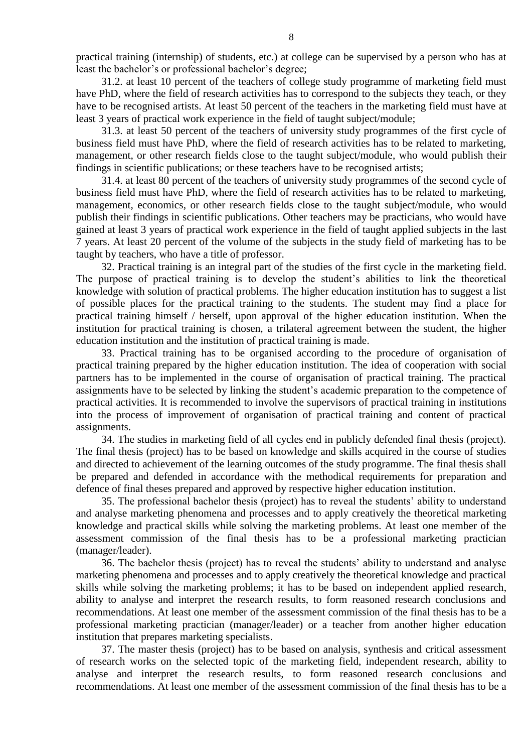practical training (internship) of students, etc.) at college can be supervised by a person who has at least the bachelor's or professional bachelor's degree;

31.2. at least 10 percent of the teachers of college study programme of marketing field must have PhD, where the field of research activities has to correspond to the subjects they teach, or they have to be recognised artists. At least 50 percent of the teachers in the marketing field must have at least 3 years of practical work experience in the field of taught subject/module;

31.3. at least 50 percent of the teachers of university study programmes of the first cycle of business field must have PhD, where the field of research activities has to be related to marketing, management, or other research fields close to the taught subject/module, who would publish their findings in scientific publications; or these teachers have to be recognised artists;

31.4. at least 80 percent of the teachers of university study programmes of the second cycle of business field must have PhD, where the field of research activities has to be related to marketing, management, economics, or other research fields close to the taught subject/module, who would publish their findings in scientific publications. Other teachers may be practicians, who would have gained at least 3 years of practical work experience in the field of taught applied subjects in the last 7 years. At least 20 percent of the volume of the subjects in the study field of marketing has to be taught by teachers, who have a title of professor.

32. Practical training is an integral part of the studies of the first cycle in the marketing field. The purpose of practical training is to develop the student's abilities to link the theoretical knowledge with solution of practical problems. The higher education institution has to suggest a list of possible places for the practical training to the students. The student may find a place for practical training himself / herself, upon approval of the higher education institution. When the institution for practical training is chosen, a trilateral agreement between the student, the higher education institution and the institution of practical training is made.

33. Practical training has to be organised according to the procedure of organisation of practical training prepared by the higher education institution. The idea of cooperation with social partners has to be implemented in the course of organisation of practical training. The practical assignments have to be selected by linking the student's academic preparation to the competence of practical activities. It is recommended to involve the supervisors of practical training in institutions into the process of improvement of organisation of practical training and content of practical assignments.

34. The studies in marketing field of all cycles end in publicly defended final thesis (project). The final thesis (project) has to be based on knowledge and skills acquired in the course of studies and directed to achievement of the learning outcomes of the study programme. The final thesis shall be prepared and defended in accordance with the methodical requirements for preparation and defence of final theses prepared and approved by respective higher education institution.

35. The professional bachelor thesis (project) has to reveal the students' ability to understand and analyse marketing phenomena and processes and to apply creatively the theoretical marketing knowledge and practical skills while solving the marketing problems. At least one member of the assessment commission of the final thesis has to be a professional marketing practician (manager/leader).

36. The bachelor thesis (project) has to reveal the students' ability to understand and analyse marketing phenomena and processes and to apply creatively the theoretical knowledge and practical skills while solving the marketing problems; it has to be based on independent applied research, ability to analyse and interpret the research results, to form reasoned research conclusions and recommendations. At least one member of the assessment commission of the final thesis has to be a professional marketing practician (manager/leader) or a teacher from another higher education institution that prepares marketing specialists.

37. The master thesis (project) has to be based on analysis, synthesis and critical assessment of research works on the selected topic of the marketing field, independent research, ability to analyse and interpret the research results, to form reasoned research conclusions and recommendations. At least one member of the assessment commission of the final thesis has to be a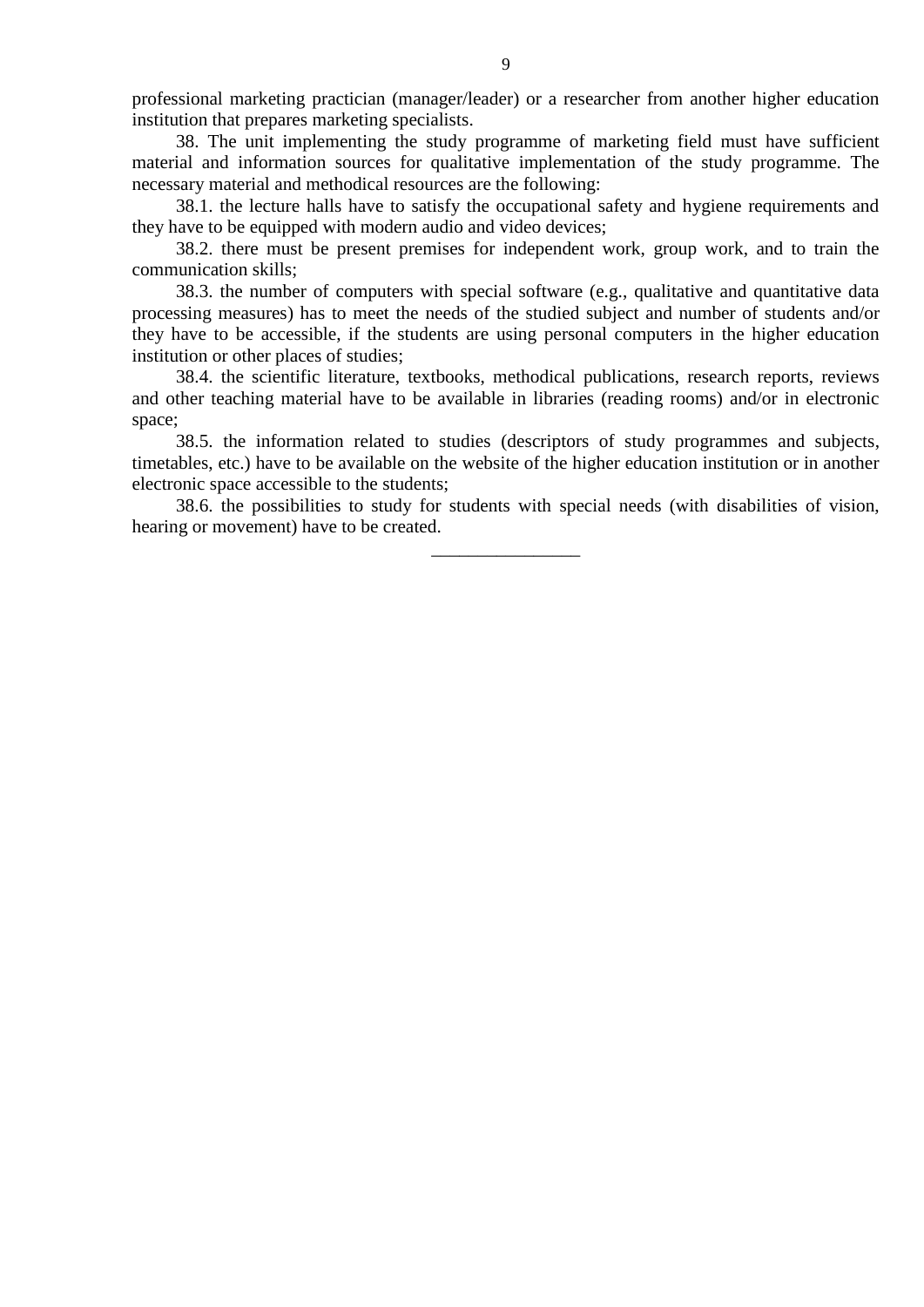professional marketing practician (manager/leader) or a researcher from another higher education institution that prepares marketing specialists.

38. The unit implementing the study programme of marketing field must have sufficient material and information sources for qualitative implementation of the study programme. The necessary material and methodical resources are the following:

38.1. the lecture halls have to satisfy the occupational safety and hygiene requirements and they have to be equipped with modern audio and video devices;

38.2. there must be present premises for independent work, group work, and to train the communication skills;

38.3. the number of computers with special software (e.g., qualitative and quantitative data processing measures) has to meet the needs of the studied subject and number of students and/or they have to be accessible, if the students are using personal computers in the higher education institution or other places of studies;

38.4. the scientific literature, textbooks, methodical publications, research reports, reviews and other teaching material have to be available in libraries (reading rooms) and/or in electronic space;

38.5. the information related to studies (descriptors of study programmes and subjects, timetables, etc.) have to be available on the website of the higher education institution or in another electronic space accessible to the students;

38.6. the possibilities to study for students with special needs (with disabilities of vision, hearing or movement) have to be created.

\_\_\_\_\_\_\_\_\_\_\_\_\_\_\_\_